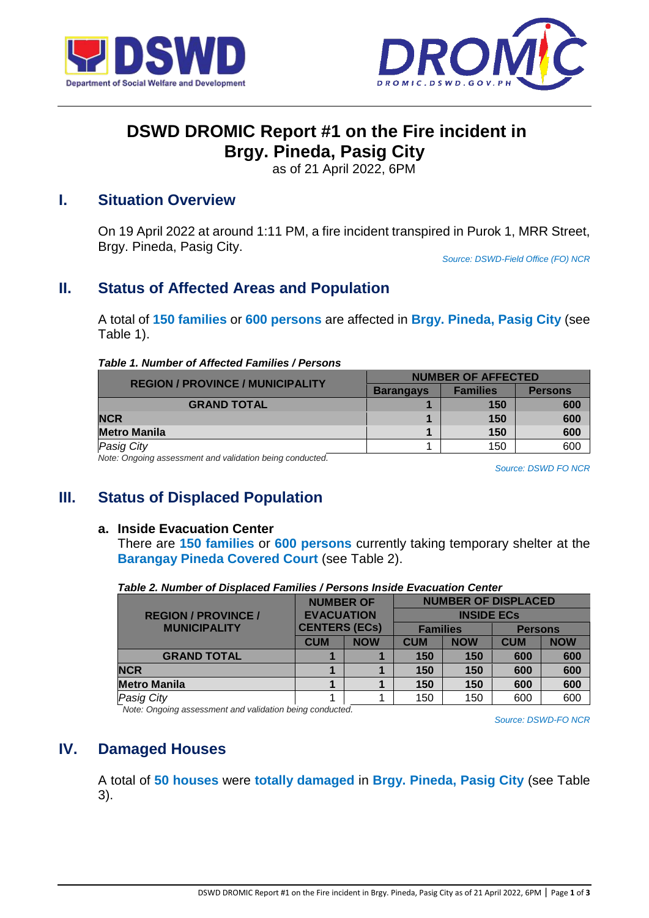# DSWD DROMIC Report #1 on the Fire incident in Brgy. Pineda, Pasig City

as of 21 April 2022, 6PM

## I. Situation Overview

On 19 April 2022 at around 1:11 PM, a fire incident transpired in Purok 1, MRR Street, Brgy. Pineda, Pasig City.

*Source: DSWD-Field Office (FO) NCR*

## II. Status of Affected Areas and Population

A total of **150 families** or **600 persons** are affected in **Brgy. Pineda, Pasig City** (see Table 1).

***Table 1. Number of Affected Families / Persons***

| REGION / PROVINCE / MUNICIPALITY | NUMBER OF AFFECTED | | |
|---|---|---|---|
| | Barangays | Families | Persons |
| **GRAND TOTAL** | **1** | **150** | **600** |
| **NCR** | **1** | **150** | **600** |
| **Metro Manila** | **1** | **150** | **600** |
| *Pasig City* | 1 | 150 | 600 |

*Note: Ongoing assessment and validation being conducted.*

*Source: DSWD FO NCR*

## III. Status of Displaced Population

### a. Inside Evacuation Center

There are **150 families** or **600 persons** currently taking temporary shelter at the **Barangay Pineda Covered Court** (see Table 2).

***Table 2. Number of Displaced Families / Persons Inside Evacuation Center***

| REGION / PROVINCE / MUNICIPALITY | NUMBER OF EVACUATION CENTERS (ECs) | | NUMBER OF DISPLACED INSIDE ECs | | | |
|---|---|---|---|---|---|---|
| | | | Families | | Persons | |
| | CUM | NOW | CUM | NOW | CUM | NOW |
| **GRAND TOTAL** | **1** | **1** | **150** | **150** | **600** | **600** |
| **NCR** | **1** | **1** | **150** | **150** | **600** | **600** |
| **Metro Manila** | **1** | **1** | **150** | **150** | **600** | **600** |
| *Pasig City* | 1 | 1 | 150 | 150 | 600 | 600 |

*Note: Ongoing assessment and validation being conducted.*

*Source: DSWD-FO NCR*

## IV. Damaged Houses

A total of **50 houses** were **totally damaged** in **Brgy. Pineda, Pasig City** (see Table 3).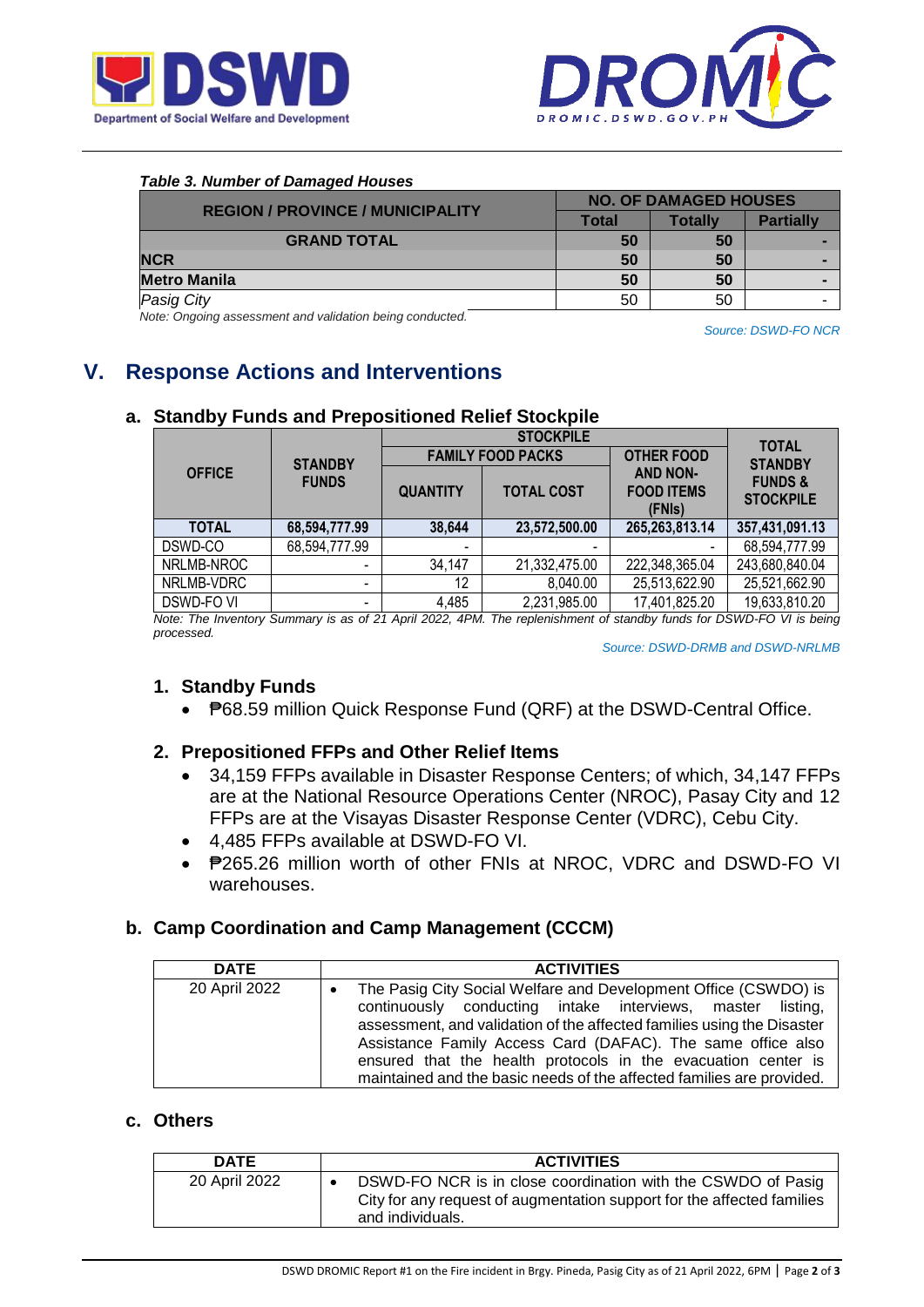*Table 3. Number of Damaged Houses*

| REGION / PROVINCE / MUNICIPALITY | NO. OF DAMAGED HOUSES | | |
|---|---|---|---|
| | Total | Totally | Partially |
| **GRAND TOTAL** | **50** | **50** | **-** |
| **NCR** | **50** | **50** | **-** |
| **Metro Manila** | **50** | **50** | **-** |
| *Pasig City* | 50 | 50 | - |

*Note: Ongoing assessment and validation being conducted.*

*Source: DSWD-FO NCR*

## V. Response Actions and Interventions

### a. Standby Funds and Prepositioned Relief Stockpile

| OFFICE | STANDBY FUNDS | STOCKPILE | | | TOTAL STANDBY FUNDS & STOCKPILE |
|---|---|---|---|---|---|
| | | FAMILY FOOD PACKS | | OTHER FOOD AND NON-FOOD ITEMS (FNIs) | |
| | | QUANTITY | TOTAL COST | | |
| **TOTAL** | **68,594,777.99** | **38,644** | **23,572,500.00** | **265,263,813.14** | **357,431,091.13** |
| DSWD-CO | 68,594,777.99 | - | - | - | 68,594,777.99 |
| NRLMB-NROC | - | 34,147 | 21,332,475.00 | 222,348,365.04 | 243,680,840.04 |
| NRLMB-VDRC | - | 12 | 8,040.00 | 25,513,622.90 | 25,521,662.90 |
| DSWD-FO VI | - | 4,485 | 2,231,985.00 | 17,401,825.20 | 19,633,810.20 |

*Note: The Inventory Summary is as of 21 April 2022, 4PM. The replenishment of standby funds for DSWD-FO VI is being processed.*

*Source: DSWD-DRMB and DSWD-NRLMB*

#### 1. Standby Funds

- ₱68.59 million Quick Response Fund (QRF) at the DSWD-Central Office.

#### 2. Prepositioned FFPs and Other Relief Items

- 34,159 FFPs available in Disaster Response Centers; of which, 34,147 FFPs are at the National Resource Operations Center (NROC), Pasay City and 12 FFPs are at the Visayas Disaster Response Center (VDRC), Cebu City.
- 4,485 FFPs available at DSWD-FO VI.
- ₱265.26 million worth of other FNIs at NROC, VDRC and DSWD-FO VI warehouses.

### b. Camp Coordination and Camp Management (CCCM)

| DATE | ACTIVITIES |
|---|---|
| 20 April 2022 | • The Pasig City Social Welfare and Development Office (CSWDO) is continuously conducting intake interviews, master listing, assessment, and validation of the affected families using the Disaster Assistance Family Access Card (DAFAC). The same office also ensured that the health protocols in the evacuation center is maintained and the basic needs of the affected families are provided. |

### c. Others

| DATE | ACTIVITIES |
|---|---|
| 20 April 2022 | • DSWD-FO NCR is in close coordination with the CSWDO of Pasig City for any request of augmentation support for the affected families and individuals. |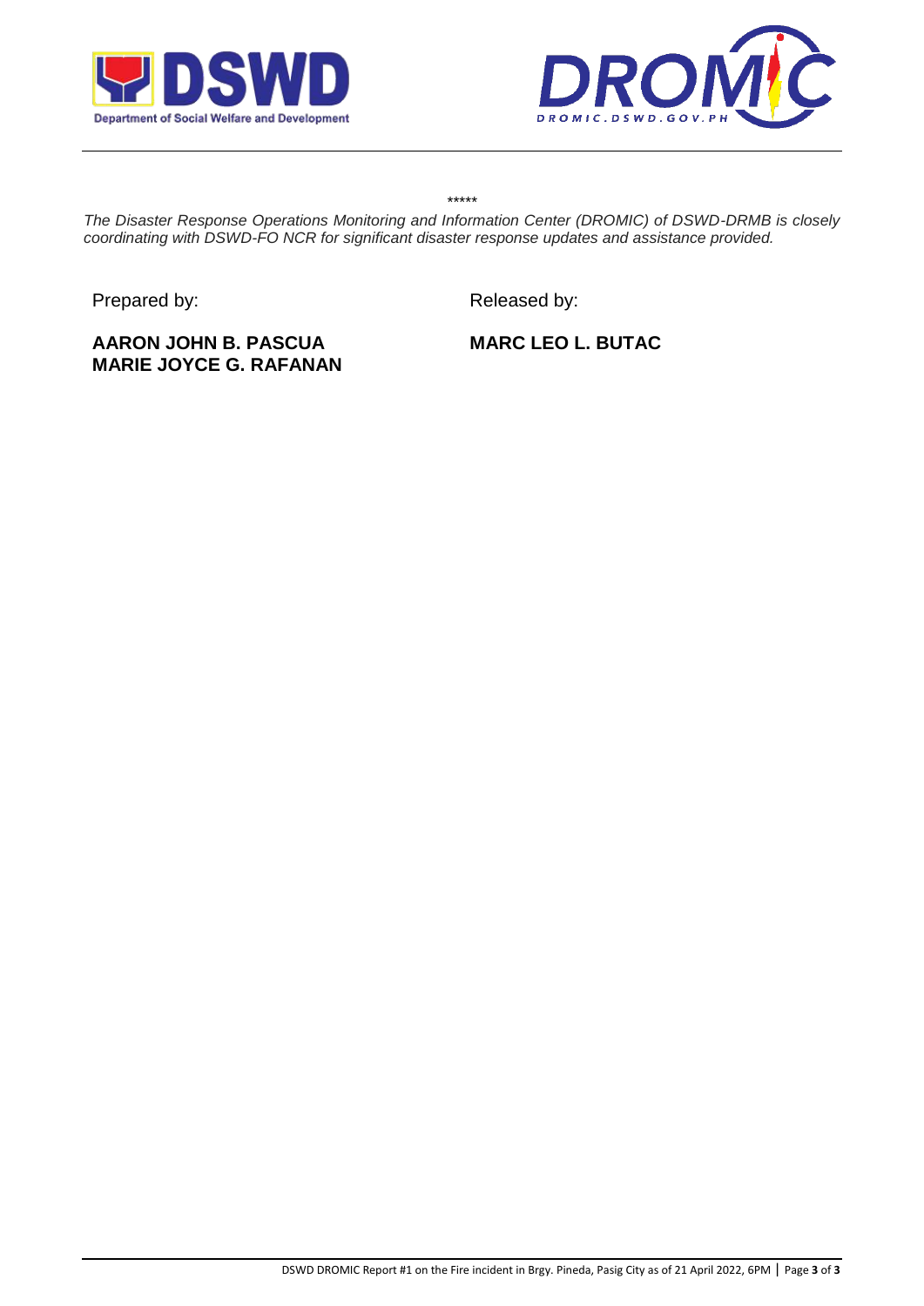*****

*The Disaster Response Operations Monitoring and Information Center (DROMIC) of DSWD-DRMB is closely coordinating with DSWD-FO NCR for significant disaster response updates and assistance provided.*

| Prepared by: | Released by: |
| --- | --- |
| **AARON JOHN B. PASCUA** | **MARC LEO L. BUTAC** |
| **MARIE JOYCE G. RAFANAN** | |